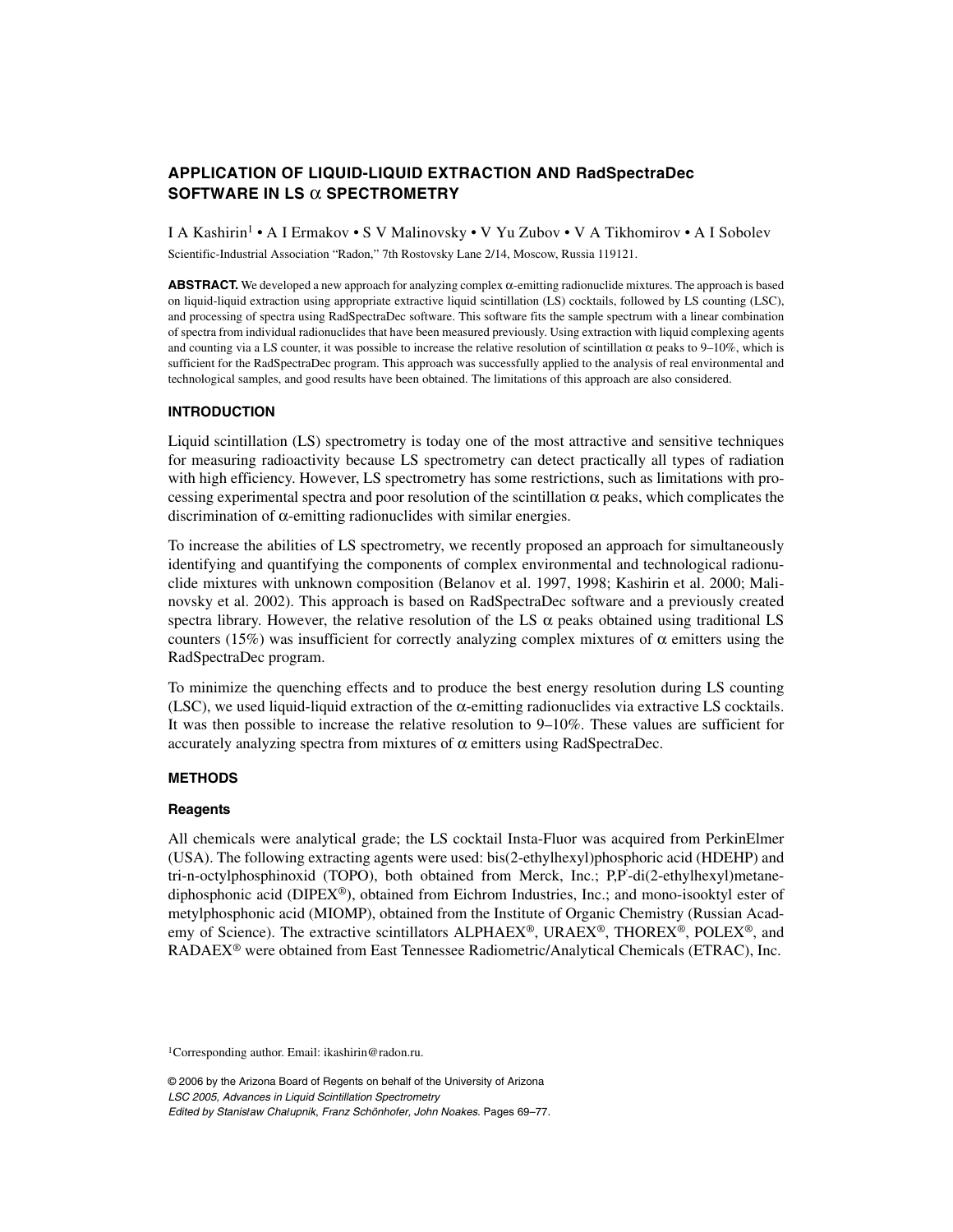# APPLICATION OF LIQUID-LIQUID EXTRACTION AND RadSpectraDec SOFTWARE IN LS $\alpha$ SPECTROMETRY

I A Kashirin[1] • A I Ermakov • S V Malinovsky • V Yu Zubov • V A Tikhomirov • A I Sobolev

Scientific-Industrial Association "Radon," 7th Rostovsky Lane 2/14, Moscow, Russia 119121.

**ABSTRACT.** We developed a new approach for analyzing complex $\alpha$-emitting radionuclide mixtures. The approach is based on liquid-liquid extraction using appropriate extractive liquid scintillation (LS) cocktails, followed by LS counting (LSC), and processing of spectra using RadSpectraDec software. This software fits the sample spectrum with a linear combination of spectra from individual radionuclides that have been measured previously. Using extraction with liquid complexing agents and counting via a LS counter, it was possible to increase the relative resolution of scintillation $\alpha$ peaks to 9–10%, which is sufficient for the RadSpectraDec program. This approach was successfully applied to the analysis of real environmental and technological samples, and good results have been obtained. The limitations of this approach are also considered.

## INTRODUCTION

Liquid scintillation (LS) spectrometry is today one of the most attractive and sensitive techniques for measuring radioactivity because LS spectrometry can detect practically all types of radiation with high efficiency. However, LS spectrometry has some restrictions, such as limitations with processing experimental spectra and poor resolution of the scintillation $\alpha$ peaks, which complicates the discrimination of $\alpha$-emitting radionuclides with similar energies.

To increase the abilities of LS spectrometry, we recently proposed an approach for simultaneously identifying and quantifying the components of complex environmental and technological radionuclide mixtures with unknown composition (Belanov et al. 1997, 1998; Kashirin et al. 2000; Malinovsky et al. 2002). This approach is based on RadSpectraDec software and a previously created spectra library. However, the relative resolution of the LS $\alpha$ peaks obtained using traditional LS counters (15%) was insufficient for correctly analyzing complex mixtures of $\alpha$ emitters using the RadSpectraDec program.

To minimize the quenching effects and to produce the best energy resolution during LS counting (LSC), we used liquid-liquid extraction of the $\alpha$-emitting radionuclides via extractive LS cocktails. It was then possible to increase the relative resolution to 9–10%. These values are sufficient for accurately analyzing spectra from mixtures of $\alpha$ emitters using RadSpectraDec.

## METHODS

### Reagents

All chemicals were analytical grade; the LS cocktail Insta-Fluor was acquired from PerkinElmer (USA). The following extracting agents were used: bis(2-ethylhexyl)phosphoric acid (HDEHP) and tri-n-octylphosphinoxid (TOPO), both obtained from Merck, Inc.; P,P'-di(2-ethylhexyl)metanediphosphonic acid (DIPEX®), obtained from Eichrom Industries, Inc.; and mono-isooktyl ester of metylphosphonic acid (MIOMP), obtained from the Institute of Organic Chemistry (Russian Academy of Science). The extractive scintillators ALPHAEX®, URAEX®, THOREX®, POLEX®, and RADAEX® were obtained from East Tennessee Radiometric/Analytical Chemicals (ETRAC), Inc.

[1]Corresponding author. Email: ikashirin@radon.ru.

© 2006 by the Arizona Board of Regents on behalf of the University of Arizona
*LSC 2005, Advances in Liquid Scintillation Spectrometry*
*Edited by Stanisław Chałupnik, Franz Schönhofer, John Noakes.* Pages 69–77.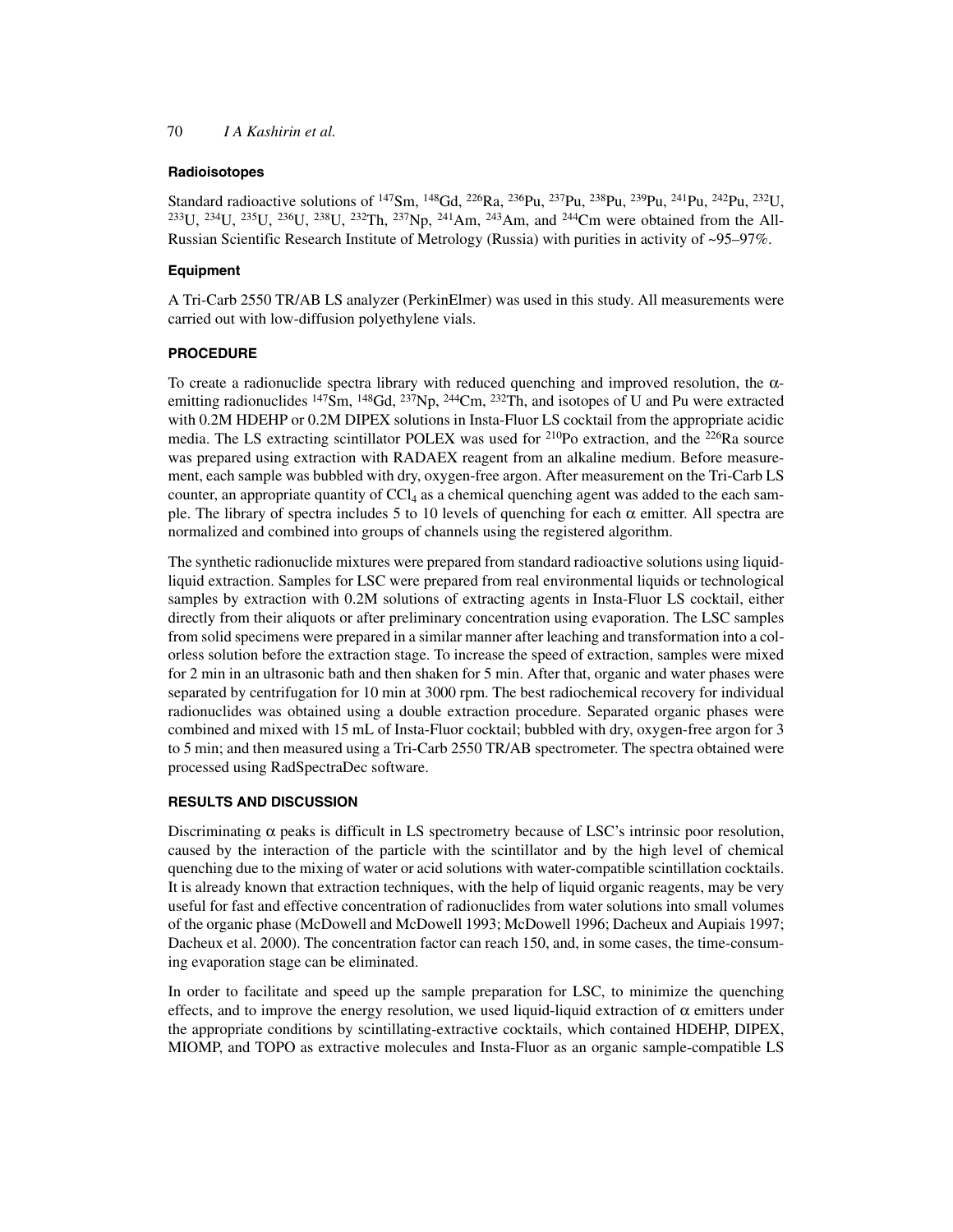### Radioisotopes

Standard radioactive solutions of $^{147}$Sm, $^{148}$Gd, $^{226}$Ra, $^{236}$Pu, $^{237}$Pu, $^{238}$Pu, $^{239}$Pu, $^{241}$Pu, $^{242}$Pu, $^{232}$U, $^{233}$U, $^{234}$U, $^{235}$U, $^{236}$U, $^{238}$U, $^{232}$Th, $^{237}$Np, $^{241}$Am, $^{243}$Am, and $^{244}$Cm were obtained from the All-Russian Scientific Research Institute of Metrology (Russia) with purities in activity of ~95–97%.

### Equipment

A Tri-Carb 2550 TR/AB LS analyzer (PerkinElmer) was used in this study. All measurements were carried out with low-diffusion polyethylene vials.

## PROCEDURE

To create a radionuclide spectra library with reduced quenching and improved resolution, the $\alpha$-emitting radionuclides $^{147}$Sm, $^{148}$Gd, $^{237}$Np, $^{244}$Cm, $^{232}$Th, and isotopes of U and Pu were extracted with 0.2M HDEHP or 0.2M DIPEX solutions in Insta-Fluor LS cocktail from the appropriate acidic media. The LS extracting scintillator POLEX was used for $^{210}$Po extraction, and the $^{226}$Ra source was prepared using extraction with RADAEX reagent from an alkaline medium. Before measurement, each sample was bubbled with dry, oxygen-free argon. After measurement on the Tri-Carb LS counter, an appropriate quantity of $CCl_4$ as a chemical quenching agent was added to the each sample. The library of spectra includes 5 to 10 levels of quenching for each $\alpha$ emitter. All spectra are normalized and combined into groups of channels using the registered algorithm.

The synthetic radionuclide mixtures were prepared from standard radioactive solutions using liquid-liquid extraction. Samples for LSC were prepared from real environmental liquids or technological samples by extraction with 0.2M solutions of extracting agents in Insta-Fluor LS cocktail, either directly from their aliquots or after preliminary concentration using evaporation. The LSC samples from solid specimens were prepared in a similar manner after leaching and transformation into a colorless solution before the extraction stage. To increase the speed of extraction, samples were mixed for 2 min in an ultrasonic bath and then shaken for 5 min. After that, organic and water phases were separated by centrifugation for 10 min at 3000 rpm. The best radiochemical recovery for individual radionuclides was obtained using a double extraction procedure. Separated organic phases were combined and mixed with 15 mL of Insta-Fluor cocktail; bubbled with dry, oxygen-free argon for 3 to 5 min; and then measured using a Tri-Carb 2550 TR/AB spectrometer. The spectra obtained were processed using RadSpectraDec software.

## RESULTS AND DISCUSSION

Discriminating $\alpha$ peaks is difficult in LS spectrometry because of LSC's intrinsic poor resolution, caused by the interaction of the particle with the scintillator and by the high level of chemical quenching due to the mixing of water or acid solutions with water-compatible scintillation cocktails. It is already known that extraction techniques, with the help of liquid organic reagents, may be very useful for fast and effective concentration of radionuclides from water solutions into small volumes of the organic phase (McDowell and McDowell 1993; McDowell 1996; Dacheux and Aupiais 1997; Dacheux et al. 2000). The concentration factor can reach 150, and, in some cases, the time-consuming evaporation stage can be eliminated.

In order to facilitate and speed up the sample preparation for LSC, to minimize the quenching effects, and to improve the energy resolution, we used liquid-liquid extraction of $\alpha$ emitters under the appropriate conditions by scintillating-extractive cocktails, which contained HDEHP, DIPEX, MIOMP, and TOPO as extractive molecules and Insta-Fluor as an organic sample-compatible LS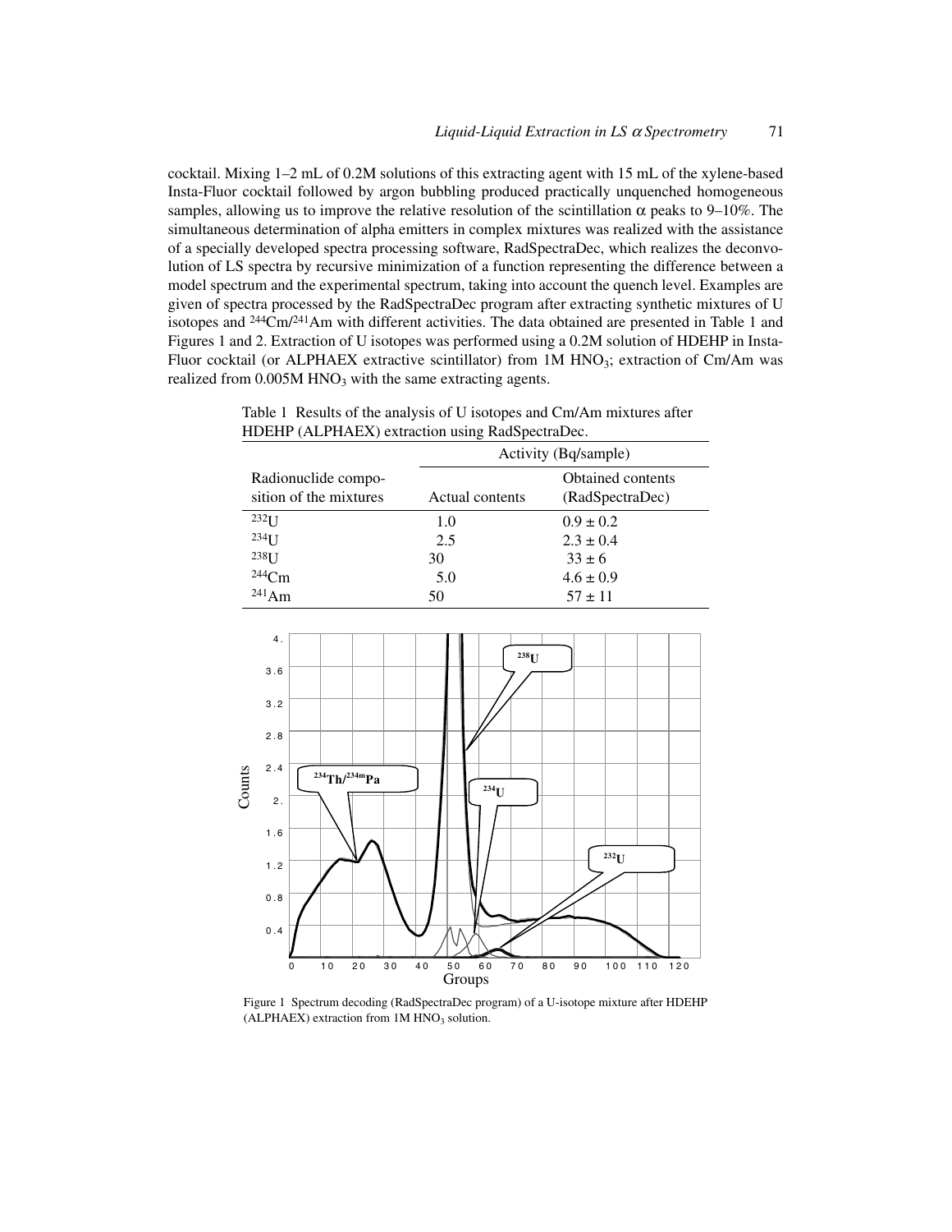cocktail. Mixing 1–2 mL of 0.2M solutions of this extracting agent with 15 mL of the xylene-based Insta-Fluor cocktail followed by argon bubbling produced practically unquenched homogeneous samples, allowing us to improve the relative resolution of the scintillation $\alpha$ peaks to 9–10%. The simultaneous determination of alpha emitters in complex mixtures was realized with the assistance of a specially developed spectra processing software, RadSpectraDec, which realizes the deconvolution of LS spectra by recursive minimization of a function representing the difference between a model spectrum and the experimental spectrum, taking into account the quench level. Examples are given of spectra processed by the RadSpectraDec program after extracting synthetic mixtures of U isotopes and $^{244}$Cm/$^{241}$Am with different activities. The data obtained are presented in Table 1 and Figures 1 and 2. Extraction of U isotopes was performed using a 0.2M solution of HDEHP in Insta-Fluor cocktail (or ALPHAEX extractive scintillator) from 1M $HNO_3$; extraction of Cm/Am was realized from 0.005M $HNO_3$ with the same extracting agents.

Table 1 Results of the analysis of U isotopes and Cm/Am mixtures after HDEHP (ALPHAEX) extraction using RadSpectraDec.

| Radionuclide composition of the mixtures | Activity (Bq/sample) | |
|---|---|---|
| | Actual contents | Obtained contents (RadSpectraDec) |
| $^{232}$U | 1.0 | 0.9 ± 0.2 |
| $^{234}$U | 2.5 | 2.3 ± 0.4 |
| $^{238}$U | 30 | 33 ± 6 |
| $^{244}$Cm | 5.0 | 4.6 ± 0.9 |
| $^{241}$Am | 50 | 57 ± 11 |

Figure 1 Spectrum decoding (RadSpectraDec program) of a U-isotope mixture after HDEHP (ALPHAEX) extraction from 1M $HNO_3$ solution.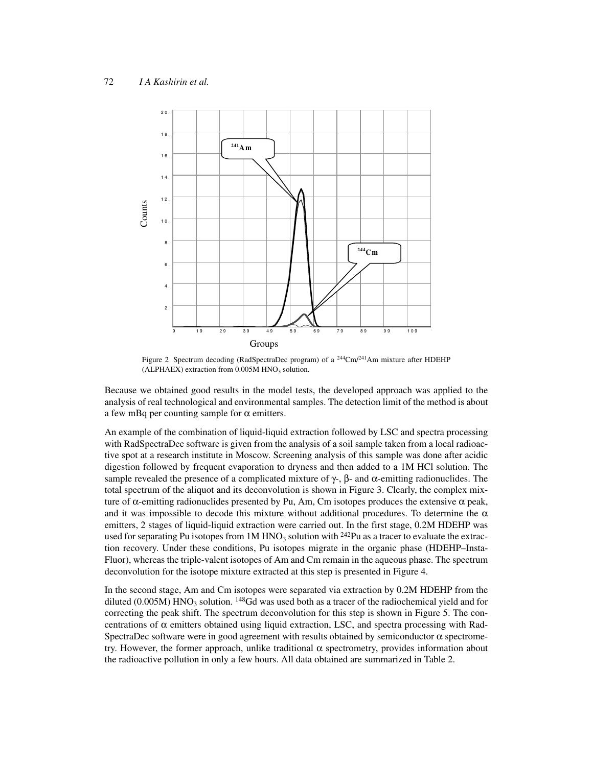20.
18.
16.
14.
12.
10.
8.
6.
4.
2.

Counts

$^{241}$Am

$^{244}$Cm

9 19 29 39 49 59 69 79 89 99 109

Groups

Figure 2 Spectrum decoding (RadSpectraDec program) of a $^{244}Cm/^{241}Am$ mixture after HDEHP (ALPHAEX) extraction from 0.005M $HNO_3$ solution.

Because we obtained good results in the model tests, the developed approach was applied to the analysis of real technological and environmental samples. The detection limit of the method is about a few mBq per counting sample for $\alpha$ emitters.

An example of the combination of liquid-liquid extraction followed by LSC and spectra processing with RadSpectraDec software is given from the analysis of a soil sample taken from a local radioactive spot at a research institute in Moscow. Screening analysis of this sample was done after acidic digestion followed by frequent evaporation to dryness and then added to a 1M HCl solution. The sample revealed the presence of a complicated mixture of $\gamma$-, $\beta$- and $\alpha$-emitting radionuclides. The total spectrum of the aliquot and its deconvolution is shown in Figure 3. Clearly, the complex mixture of $\alpha$-emitting radionuclides presented by Pu, Am, Cm isotopes produces the extensive $\alpha$ peak, and it was impossible to decode this mixture without additional procedures. To determine the $\alpha$ emitters, 2 stages of liquid-liquid extraction were carried out. In the first stage, 0.2M HDEHP was used for separating Pu isotopes from 1M $HNO_3$ solution with $^{242}$Pu as a tracer to evaluate the extraction recovery. Under these conditions, Pu isotopes migrate in the organic phase (HDEHP–Insta-Fluor), whereas the triple-valent isotopes of Am and Cm remain in the aqueous phase. The spectrum deconvolution for the isotope mixture extracted at this step is presented in Figure 4.

In the second stage, Am and Cm isotopes were separated via extraction by 0.2M HDEHP from the diluted (0.005M) $HNO_3$ solution. $^{148}$Gd was used both as a tracer of the radiochemical yield and for correcting the peak shift. The spectrum deconvolution for this step is shown in Figure 5. The concentrations of $\alpha$ emitters obtained using liquid extraction, LSC, and spectra processing with RadSpectraDec software were in good agreement with results obtained by semiconductor $\alpha$ spectrometry. However, the former approach, unlike traditional $\alpha$ spectrometry, provides information about the radioactive pollution in only a few hours. All data obtained are summarized in Table 2.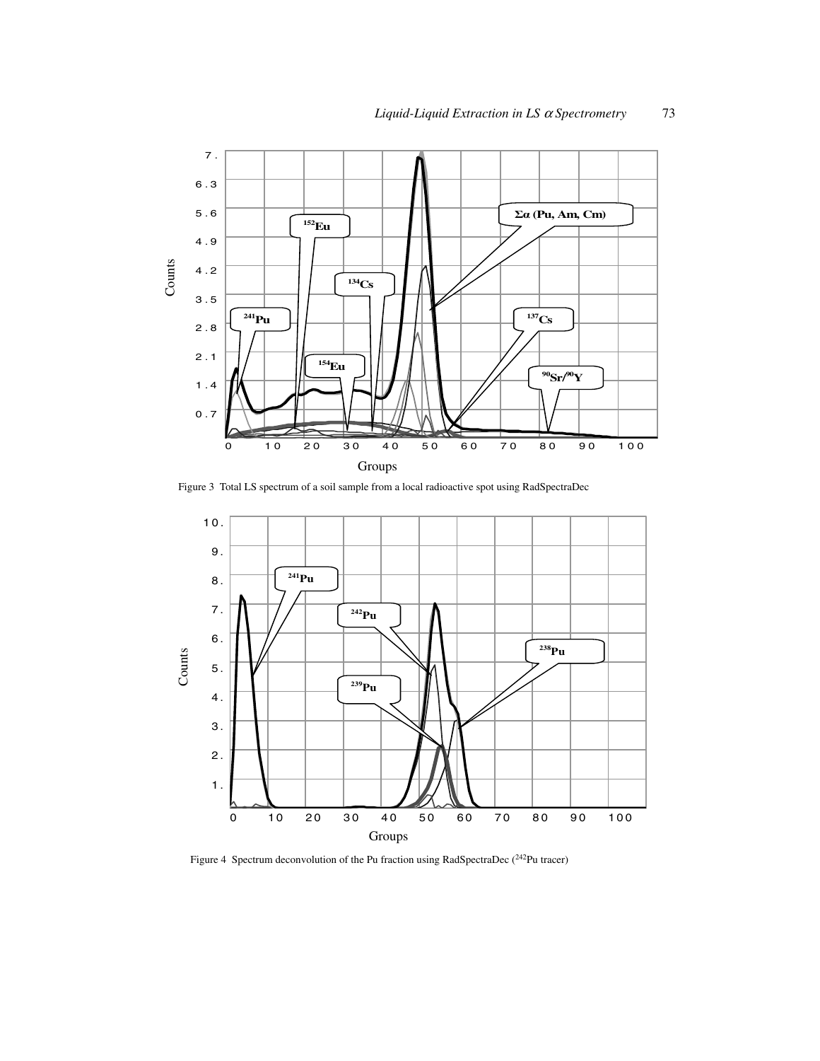Figure 3 Total LS spectrum of a soil sample from a local radioactive spot using RadSpectraDec

Figure 4 Spectrum deconvolution of the Pu fraction using RadSpectraDec ($^{242}Pu$ tracer)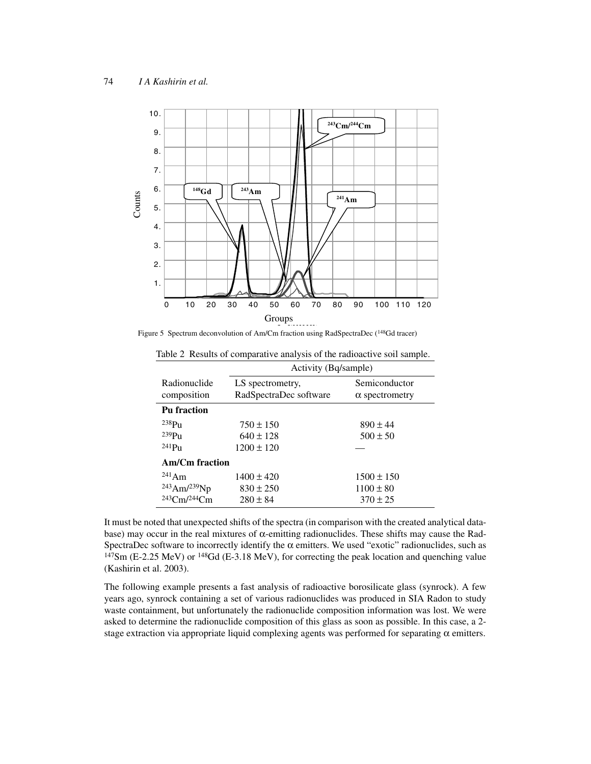10.

9.

8.

7.

6.

5.

4.

3.

2.

1.

0 10 20 30 40 50 60 70 80 90 100 110 120

Counts

Groups

$^{148}$Gd

$^{243}$Am

$^{241}$Am

$^{243}$Cm/$^{244}$Cm

Figure 5 Spectrum deconvolution of Am/Cm fraction using RadSpectraDec ($^{148}$Gd tracer)

Table 2 Results of comparative analysis of the radioactive soil sample.

| Radionuclide composition | Activity (Bq/sample) LS spectrometry, RadSpectraDec software | Semiconductor α spectrometry |
|---|---|---|
| **Pu fraction** | | |
| $^{238}$Pu | 750 ± 150 | 890 ± 44 |
| $^{239}$Pu | 640 ± 128 | 500 ± 50 |
| $^{241}$Pu | 1200 ± 120 | — |
| **Am/Cm fraction** | | |
| $^{241}$Am | 1400 ± 420 | 1500 ± 150 |
| $^{243}$Am/$^{239}$Np | 830 ± 250 | 1100 ± 80 |
| $^{243}$Cm/$^{244}$Cm | 280 ± 84 | 370 ± 25 |

It must be noted that unexpected shifts of the spectra (in comparison with the created analytical database) may occur in the real mixtures of α-emitting radionuclides. These shifts may cause the RadSpectraDec software to incorrectly identify the α emitters. We used "exotic" radionuclides, such as $^{147}$Sm (E-2.25 MeV) or $^{148}$Gd (E-3.18 MeV), for correcting the peak location and quenching value (Kashirin et al. 2003).

The following example presents a fast analysis of radioactive borosilicate glass (synrock). A few years ago, synrock containing a set of various radionuclides was produced in SIA Radon to study waste containment, but unfortunately the radionuclide composition information was lost. We were asked to determine the radionuclide composition of this glass as soon as possible. In this case, a 2-stage extraction via appropriate liquid complexing agents was performed for separating α emitters.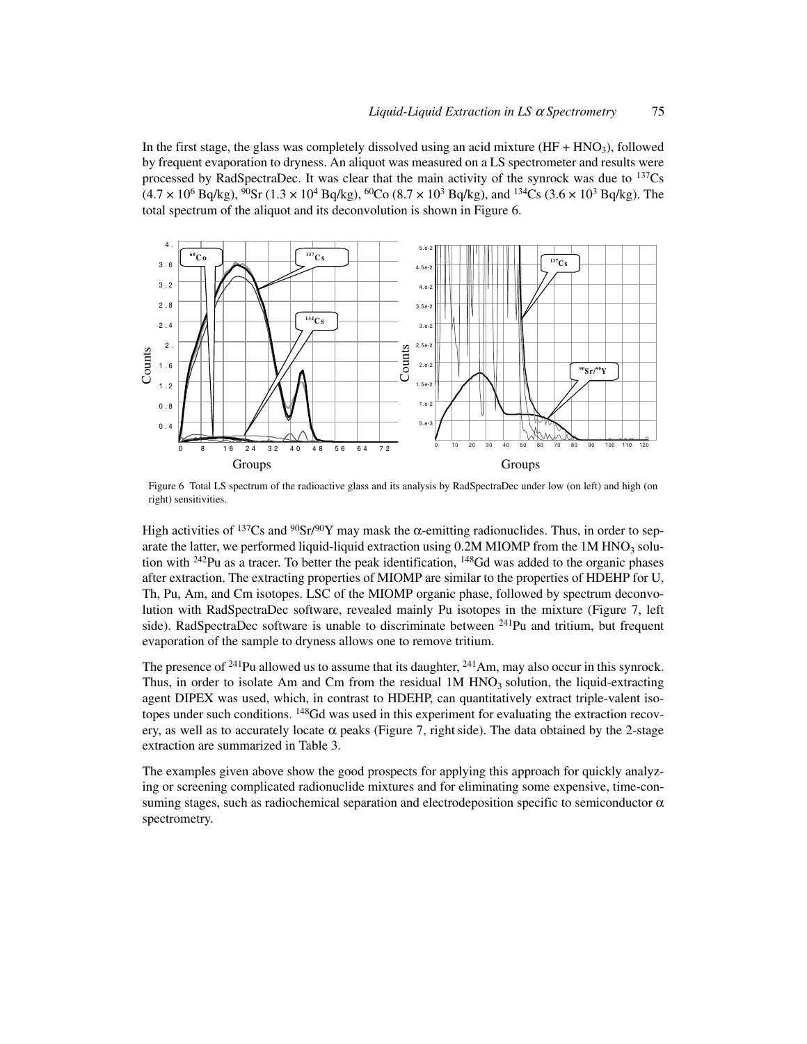In the first stage, the glass was completely dissolved using an acid mixture (HF + $HNO_3$), followed by frequent evaporation to dryness. An aliquot was measured on a LS spectrometer and results were processed by RadSpectraDec. It was clear that the main activity of the synrock was due to $^{137}$Cs ($4.7 \times 10^6$ Bq/kg), $^{90}$Sr ($1.3 \times 10^4$ Bq/kg), $^{60}$Co ($8.7 \times 10^3$ Bq/kg), and $^{134}$Cs ($3.6 \times 10^3$ Bq/kg). The total spectrum of the aliquot and its deconvolution is shown in Figure 6.

$^{60}$Co
$^{137}$Cs
$^{134}$Cs
Counts
Groups
0 8 16 24 32 40 48 56 64 72
4. 3.6 3.2 2.8 2.4 2. 1.6 1.2 0.8 0.4

$^{137}$Cs
$^{90}$Sr/$^{90}$Y
Counts
Groups
0 10 20 30 40 50 60 70 80 90 100 110 120
5.e-2 4.5e-2 4.e-2 3.5e-2 3.e-2 2.5e-2 2.e-2 1.5e-2 1.e-2 5.e-3

Figure 6 Total LS spectrum of the radioactive glass and its analysis by RadSpectraDec under low (on left) and high (on right) sensitivities.

High activities of $^{137}$Cs and $^{90}$Sr/$^{90}$Y may mask the α-emitting radionuclides. Thus, in order to separate the latter, we performed liquid-liquid extraction using 0.2M MIOMP from the 1M $HNO_3$ solution with $^{242}$Pu as a tracer. To better the peak identification, $^{148}$Gd was added to the organic phases after extraction. The extracting properties of MIOMP are similar to the properties of HDEHP for U, Th, Pu, Am, and Cm isotopes. LSC of the MIOMP organic phase, followed by spectrum deconvolution with RadSpectraDec software, revealed mainly Pu isotopes in the mixture (Figure 7, left side). RadSpectraDec software is unable to discriminate between $^{241}$Pu and tritium, but frequent evaporation of the sample to dryness allows one to remove tritium.

The presence of $^{241}$Pu allowed us to assume that its daughter, $^{241}$Am, may also occur in this synrock. Thus, in order to isolate Am and Cm from the residual 1M $HNO_3$ solution, the liquid-extracting agent DIPEX was used, which, in contrast to HDEHP, can quantitatively extract triple-valent isotopes under such conditions. $^{148}$Gd was used in this experiment for evaluating the extraction recovery, as well as to accurately locate α peaks (Figure 7, right side). The data obtained by the 2-stage extraction are summarized in Table 3.

The examples given above show the good prospects for applying this approach for quickly analyzing or screening complicated radionuclide mixtures and for eliminating some expensive, time-consuming stages, such as radiochemical separation and electrodeposition specific to semiconductor α spectrometry.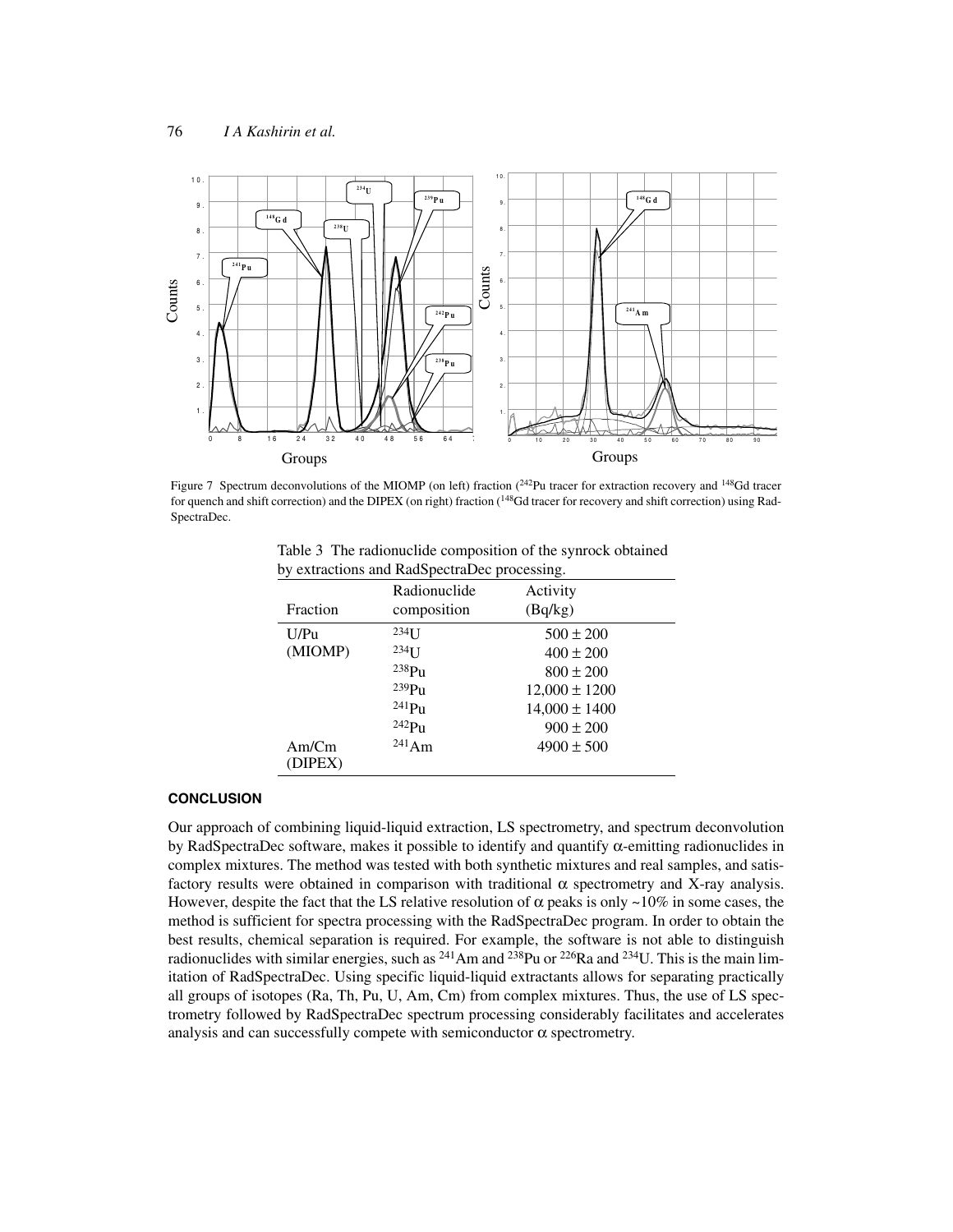Figure 7 Spectrum deconvolutions of the MIOMP (on left) fraction ($^{242}$Pu tracer for extraction recovery and $^{148}$Gd tracer for quench and shift correction) and the DIPEX (on right) fraction ($^{148}$Gd tracer for recovery and shift correction) using RadSpectraDec.

Table 3 The radionuclide composition of the synrock obtained by extractions and RadSpectraDec processing.

| Fraction | Radionuclide composition | Activity (Bq/kg) |
|---|---|---|
| U/Pu (MIOMP) | $^{234}$U | 500 ± 200 |
| | $^{234}$U | 400 ± 200 |
| | $^{238}$Pu | 800 ± 200 |
| | $^{239}$Pu | 12,000 ± 1200 |
| | $^{241}$Pu | 14,000 ± 1400 |
| | $^{242}$Pu | 900 ± 200 |
| Am/Cm (DIPEX) | $^{241}$Am | 4900 ± 500 |

## CONCLUSION

Our approach of combining liquid-liquid extraction, LS spectrometry, and spectrum deconvolution by RadSpectraDec software, makes it possible to identify and quantify α-emitting radionuclides in complex mixtures. The method was tested with both synthetic mixtures and real samples, and satisfactory results were obtained in comparison with traditional α spectrometry and X-ray analysis. However, despite the fact that the LS relative resolution of α peaks is only ~10% in some cases, the method is sufficient for spectra processing with the RadSpectraDec program. In order to obtain the best results, chemical separation is required. For example, the software is not able to distinguish radionuclides with similar energies, such as $^{241}$Am and $^{238}$Pu or $^{226}$Ra and $^{234}$U. This is the main limitation of RadSpectraDec. Using specific liquid-liquid extractants allows for separating practically all groups of isotopes (Ra, Th, Pu, U, Am, Cm) from complex mixtures. Thus, the use of LS spectrometry followed by RadSpectraDec spectrum processing considerably facilitates and accelerates analysis and can successfully compete with semiconductor α spectrometry.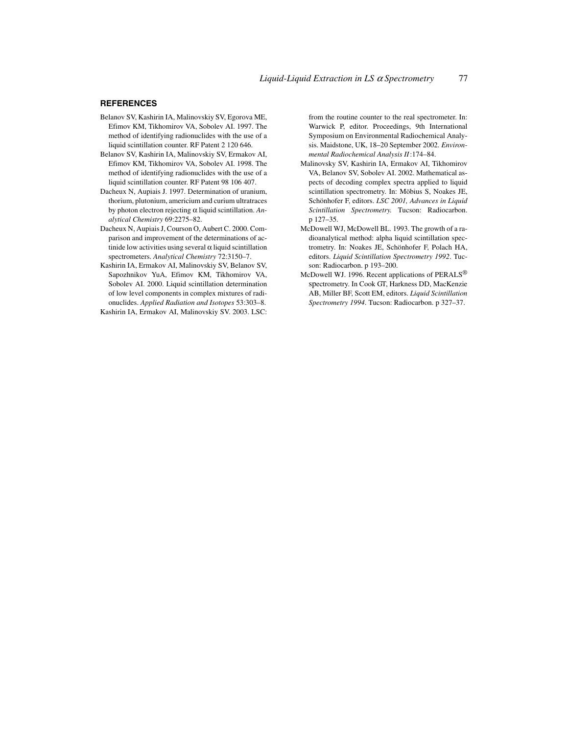## REFERENCES

Belanov SV, Kashirin IA, Malinovskiy SV, Egorova ME, Efimov KM, Tikhomirov VA, Sobolev AI. 1997. The method of identifying radionuclides with the use of a liquid scintillation counter. RF Patent 2 120 646.

Belanov SV, Kashirin IA, Malinovskiy SV, Ermakov AI, Efimov KM, Tikhomirov VA, Sobolev AI. 1998. The method of identifying radionuclides with the use of a liquid scintillation counter. RF Patent 98 106 407.

Dacheux N, Aupiais J. 1997. Determination of uranium, thorium, plutonium, americium and curium ultratraces by photon electron rejecting α liquid scintillation. *Analytical Chemistry* 69:2275–82.

Dacheux N, Aupiais J, Courson O, Aubert C. 2000. Comparison and improvement of the determinations of actinide low activities using several α liquid scintillation spectrometers. *Analytical Chemistry* 72:3150–7.

Kashirin IA, Ermakov AI, Malinovskiy SV, Belanov SV, Sapozhnikov YuA, Efimov KM, Tikhomirov VA, Sobolev AI. 2000. Liquid scintillation determination of low level components in complex mixtures of radionuclides. *Applied Radiation and Isotopes* 53:303–8.

Kashirin IA, Ermakov AI, Malinovskiy SV. 2003. LSC: from the routine counter to the real spectrometer. In: Warwick P, editor. Proceedings, 9th International Symposium on Environmental Radiochemical Analysis. Maidstone, UK, 18–20 September 2002. *Environmental Radiochemical Analysis II*:174–84.

Malinovsky SV, Kashirin IA, Ermakov AI, Tikhomirov VA, Belanov SV, Sobolev AI. 2002. Mathematical aspects of decoding complex spectra applied to liquid scintillation spectrometry. In: Möbius S, Noakes JE, Schönhofer F, editors. *LSC 2001, Advances in Liquid Scintillation Spectrometry.* Tucson: Radiocarbon. p 127–35.

McDowell WJ, McDowell BL. 1993. The growth of a radioanalytical method: alpha liquid scintillation spectrometry. In: Noakes JE, Schönhofer F, Polach HA, editors. *Liquid Scintillation Spectrometry 1992*. Tucson: Radiocarbon. p 193–200.

McDowell WJ. 1996. Recent applications of PERALS® spectrometry. In Cook GT, Harkness DD, MacKenzie AB, Miller BF, Scott EM, editors. *Liquid Scintillation Spectrometry 1994*. Tucson: Radiocarbon. p 327–37.